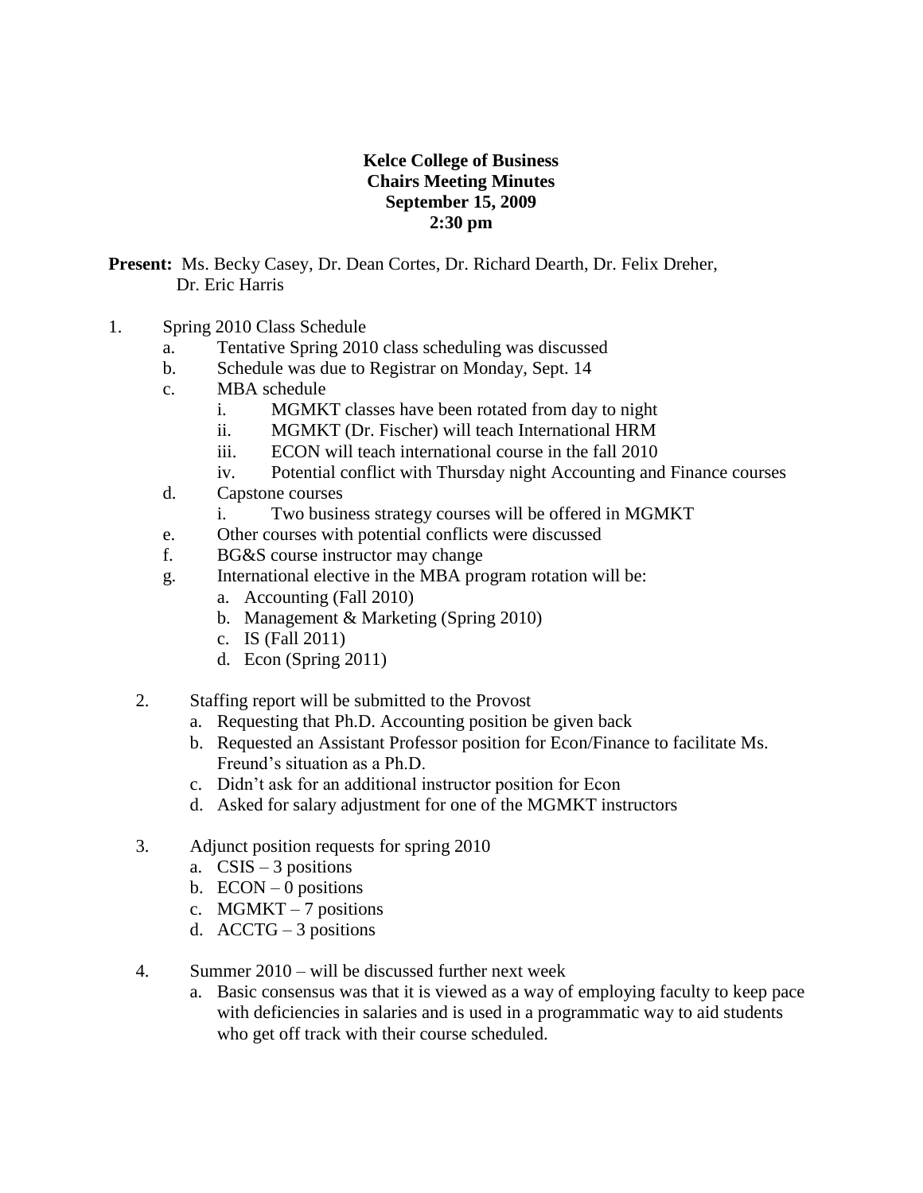**Kelce College of Business**
**Chairs Meeting Minutes**
**September 15, 2009**
**2:30 pm**

**Present:** Ms. Becky Casey, Dr. Dean Cortes, Dr. Richard Dearth, Dr. Felix Dreher, Dr. Eric Harris

1. Spring 2010 Class Schedule
   a. Tentative Spring 2010 class scheduling was discussed
   b. Schedule was due to Registrar on Monday, Sept. 14
   c. MBA schedule
      i. MGMKT classes have been rotated from day to night
      ii. MGMKT (Dr. Fischer) will teach International HRM
      iii. ECON will teach international course in the fall 2010
      iv. Potential conflict with Thursday night Accounting and Finance courses
   d. Capstone courses
      i. Two business strategy courses will be offered in MGMKT
   e. Other courses with potential conflicts were discussed
   f. BG&S course instructor may change
   g. International elective in the MBA program rotation will be:
      a. Accounting (Fall 2010)
      b. Management & Marketing (Spring 2010)
      c. IS (Fall 2011)
      d. Econ (Spring 2011)

2. Staffing report will be submitted to the Provost
   a. Requesting that Ph.D. Accounting position be given back
   b. Requested an Assistant Professor position for Econ/Finance to facilitate Ms. Freund's situation as a Ph.D.
   c. Didn't ask for an additional instructor position for Econ
   d. Asked for salary adjustment for one of the MGMKT instructors

3. Adjunct position requests for spring 2010
   a. CSIS – 3 positions
   b. ECON – 0 positions
   c. MGMKT – 7 positions
   d. ACCTG – 3 positions

4. Summer 2010 – will be discussed further next week
   a. Basic consensus was that it is viewed as a way of employing faculty to keep pace with deficiencies in salaries and is used in a programmatic way to aid students who get off track with their course scheduled.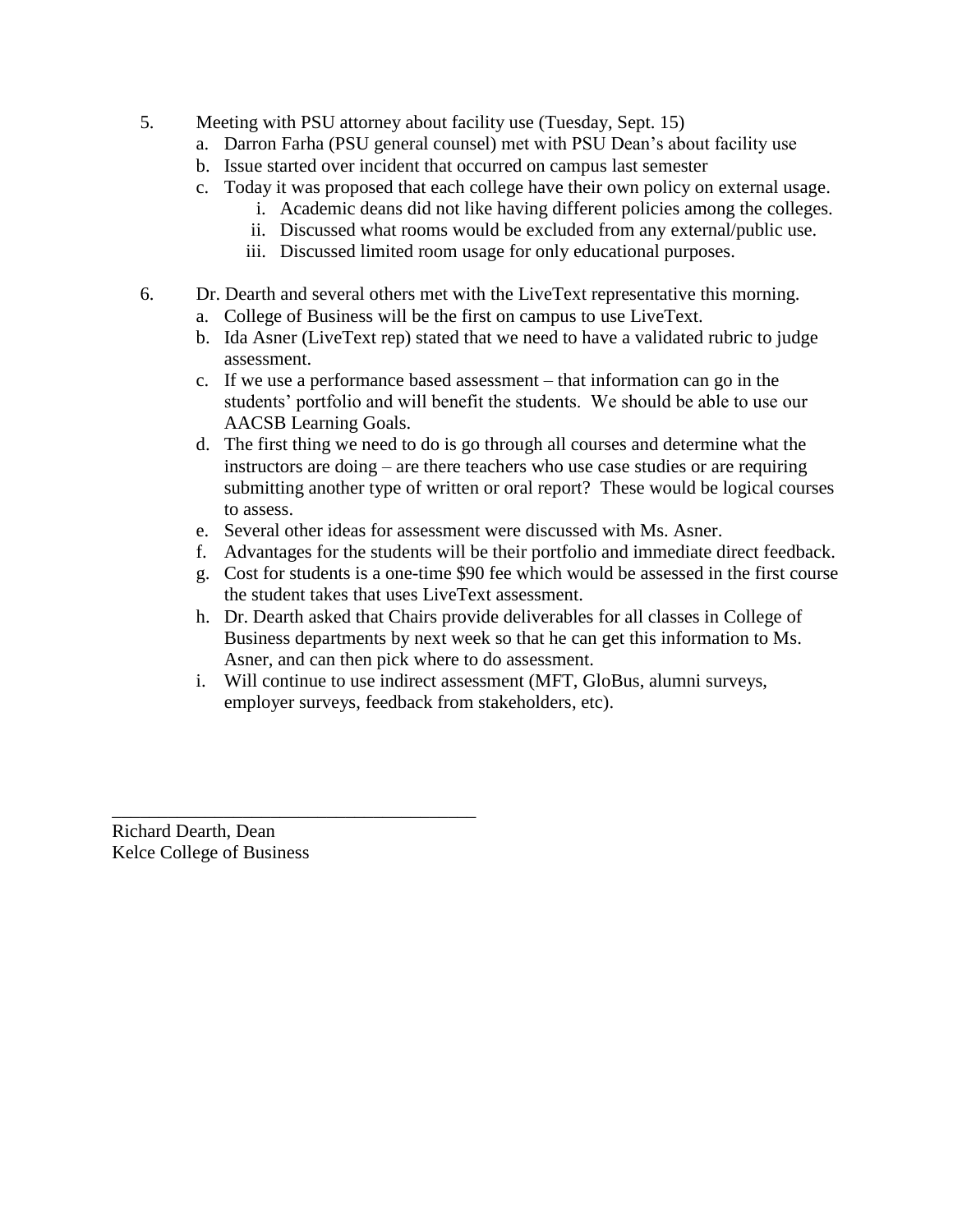5. Meeting with PSU attorney about facility use (Tuesday, Sept. 15)
    a. Darron Farha (PSU general counsel) met with PSU Dean's about facility use
    b. Issue started over incident that occurred on campus last semester
    c. Today it was proposed that each college have their own policy on external usage.
        i. Academic deans did not like having different policies among the colleges.
        ii. Discussed what rooms would be excluded from any external/public use.
        iii. Discussed limited room usage for only educational purposes.

6. Dr. Dearth and several others met with the LiveText representative this morning.
    a. College of Business will be the first on campus to use LiveText.
    b. Ida Asner (LiveText rep) stated that we need to have a validated rubric to judge assessment.
    c. If we use a performance based assessment – that information can go in the students' portfolio and will benefit the students. We should be able to use our AACSB Learning Goals.
    d. The first thing we need to do is go through all courses and determine what the instructors are doing – are there teachers who use case studies or are requiring submitting another type of written or oral report? These would be logical courses to assess.
    e. Several other ideas for assessment were discussed with Ms. Asner.
    f. Advantages for the students will be their portfolio and immediate direct feedback.
    g. Cost for students is a one-time $90 fee which would be assessed in the first course the student takes that uses LiveText assessment.
    h. Dr. Dearth asked that Chairs provide deliverables for all classes in College of Business departments by next week so that he can get this information to Ms. Asner, and can then pick where to do assessment.
    i. Will continue to use indirect assessment (MFT, GloBus, alumni surveys, employer surveys, feedback from stakeholders, etc).

________________________________________

Richard Dearth, Dean
Kelce College of Business